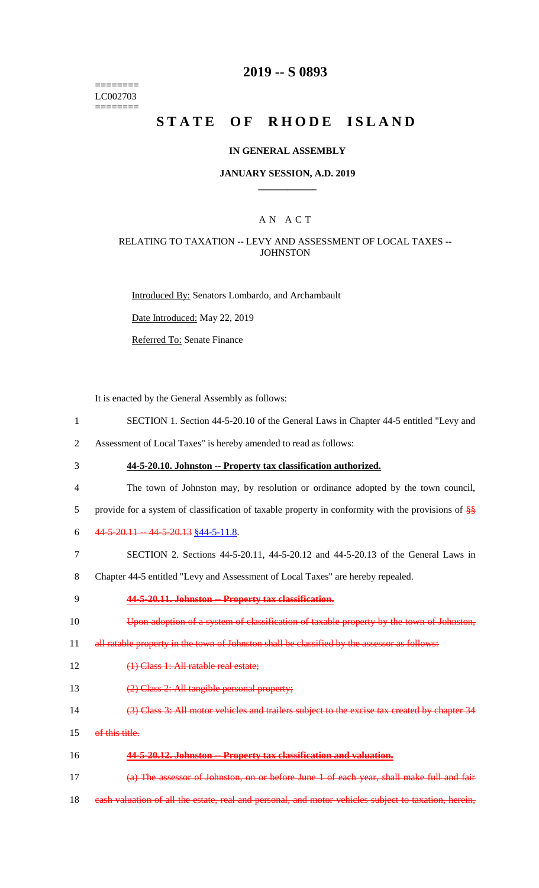========
LC002703
========

# 2019 -- S 0893

# STATE OF RHODE ISLAND

## IN GENERAL ASSEMBLY

### JANUARY SESSION, A.D. 2019

## A N A C T

### RELATING TO TAXATION -- LEVY AND ASSESSMENT OF LOCAL TAXES -- JOHNSTON

Introduced By: Senators Lombardo, and Archambault

Date Introduced: May 22, 2019

Referred To: Senate Finance

It is enacted by the General Assembly as follows:

1 SECTION 1. Section 44-5-20.10 of the General Laws in Chapter 44-5 entitled "Levy and
2 Assessment of Local Taxes" is hereby amended to read as follows:

3 **44-5-20.10. Johnston -- Property tax classification authorized.**

4 The town of Johnston may, by resolution or ordinance adopted by the town council,
5 provide for a system of classification of taxable property in conformity with the provisions of ~~§§~~
6 ~~44-5-20.11 -- 44-5-20.13~~ §44-5-11.8.

7 SECTION 2. Sections 44-5-20.11, 44-5-20.12 and 44-5-20.13 of the General Laws in
8 Chapter 44-5 entitled "Levy and Assessment of Local Taxes" are hereby repealed.

9 ~~**44-5-20.11. Johnston -- Property tax classification.**~~

10 ~~Upon adoption of a system of classification of taxable property by the town of Johnston,~~
11 ~~all ratable property in the town of Johnston shall be classified by the assessor as follows:~~

12 ~~(1) Class 1: All ratable real estate;~~

13 ~~(2) Class 2: All tangible personal property;~~

14 ~~(3) Class 3: All motor vehicles and trailers subject to the excise tax created by chapter 34~~
15 ~~of this title.~~

16 ~~**44-5-20.12. Johnston -- Property tax classification and valuation.**~~

17 ~~(a) The assessor of Johnston, on or before June 1 of each year, shall make full and fair~~
18 ~~cash valuation of all the estate, real and personal, and motor vehicles subject to taxation, herein,~~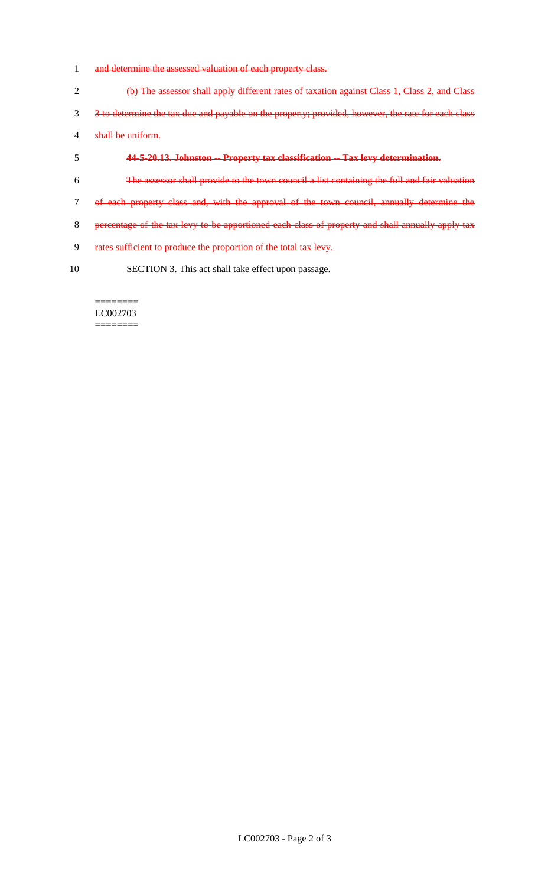~~and determine the assessed valuation of each property class.~~

~~(b) The assessor shall apply different rates of taxation against Class 1, Class 2, and Class 3 to determine the tax due and payable on the property; provided, however, the rate for each class shall be uniform.~~

~~**44-5-20.13. Johnston -- Property tax classification -- Tax levy determination.**~~

~~The assessor shall provide to the town council a list containing the full and fair valuation of each property class and, with the approval of the town council, annually determine the percentage of the tax levy to be apportioned each class of property and shall annually apply tax rates sufficient to produce the proportion of the total tax levy.~~

SECTION 3. This act shall take effect upon passage.

========
LC002703
========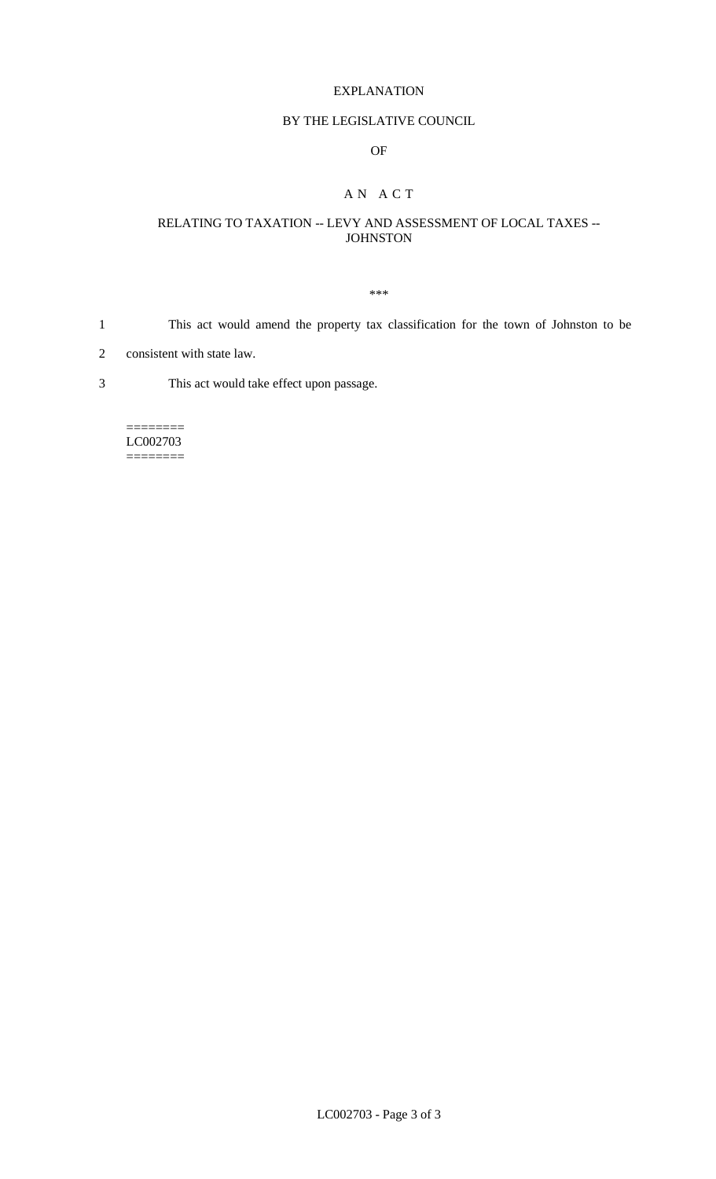EXPLANATION

BY THE LEGISLATIVE COUNCIL

OF

A N   A C T

RELATING TO TAXATION -- LEVY AND ASSESSMENT OF LOCAL TAXES -- JOHNSTON

***

1 This act would amend the property tax classification for the town of Johnston to be
2 consistent with state law.
3 This act would take effect upon passage.

========
LC002703
========